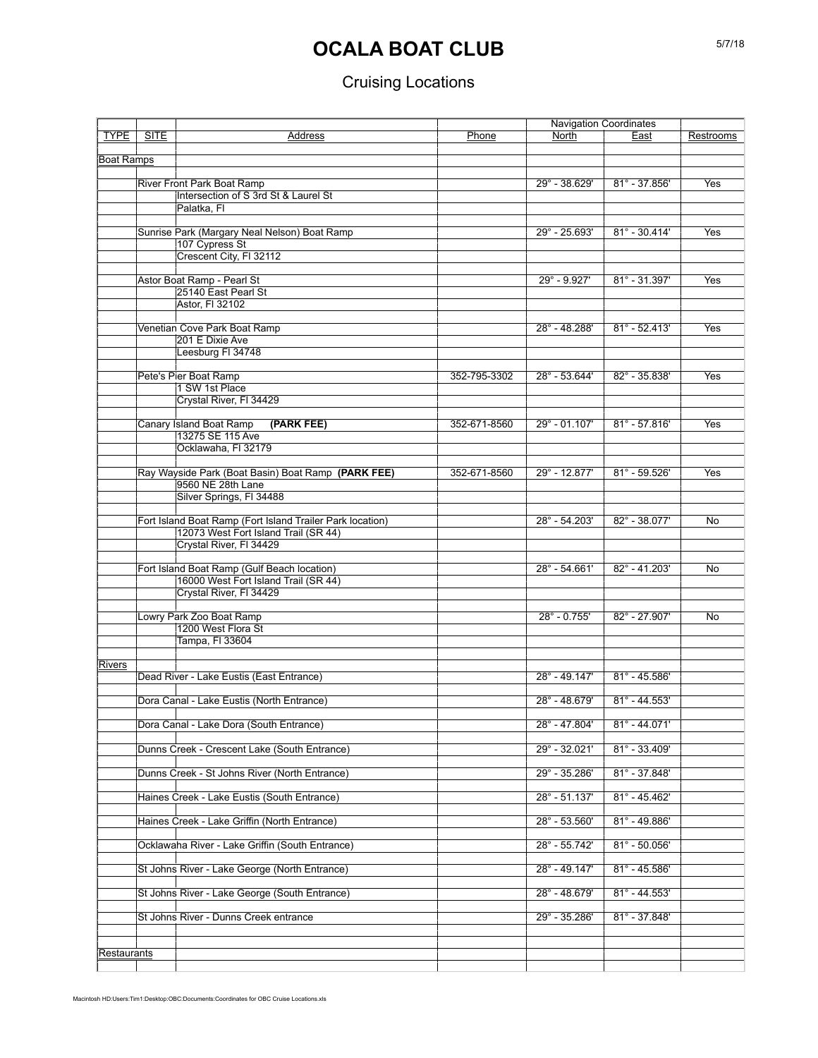# OCALA BOAT CLUB

## Cruising Locations

| TYPE | SITE | Address | Phone | Navigation Coordinates North | East | Restrooms |
|---|---|---|---|---|---|---|
| Boat Ramps | | | | | | |
| | River Front Park Boat Ramp | | | 29° - 38.629' | 81° - 37.856' | Yes |
| | | Intersection of S 3rd St & Laurel St | | | | |
| | | Palatka, Fl | | | | |
| | Sunrise Park (Margary Neal Nelson) Boat Ramp | | | 29° - 25.693' | 81° - 30.414' | Yes |
| | | 107 Cypress St | | | | |
| | | Crescent City, Fl 32112 | | | | |
| | Astor Boat Ramp - Pearl St | | | 29° - 9.927' | 81° - 31.397' | Yes |
| | | 25140 East Pearl St | | | | |
| | | Astor, Fl 32102 | | | | |
| | Venetian Cove Park Boat Ramp | | | 28° - 48.288' | 81° - 52.413' | Yes |
| | | 201 E Dixie Ave | | | | |
| | | Leesburg Fl 34748 | | | | |
| | Pete's Pier Boat Ramp | | 352-795-3302 | 28° - 53.644' | 82° - 35.838' | Yes |
| | | 1 SW 1st Place | | | | |
| | | Crystal River, Fl 34429 | | | | |
| | Canary Island Boat Ramp **(PARK FEE)** | | 352-671-8560 | 29° - 01.107' | 81° - 57.816' | Yes |
| | | 13275 SE 115 Ave | | | | |
| | | Ocklawaha, Fl 32179 | | | | |
| | Ray Wayside Park (Boat Basin) Boat Ramp **(PARK FEE)** | | 352-671-8560 | 29° - 12.877' | 81° - 59.526' | Yes |
| | | 9560 NE 28th Lane | | | | |
| | | Silver Springs, Fl 34488 | | | | |
| | Fort Island Boat Ramp (Fort Island Trailer Park location) | | | 28° - 54.203' | 82° - 38.077' | No |
| | | 12073 West Fort Island Trail (SR 44) | | | | |
| | | Crystal River, Fl 34429 | | | | |
| | Fort Island Boat Ramp (Gulf Beach location) | | | 28° - 54.661' | 82° - 41.203' | No |
| | | 16000 West Fort Island Trail (SR 44) | | | | |
| | | Crystal River, Fl 34429 | | | | |
| | Lowry Park Zoo Boat Ramp | | | 28° - 0.755' | 82° - 27.907' | No |
| | | 1200 West Flora St | | | | |
| | | Tampa, Fl 33604 | | | | |
| Rivers | | | | | | |
| | Dead River - Lake Eustis (East Entrance) | | | 28° - 49.147' | 81° - 45.586' | |
| | Dora Canal - Lake Eustis (North Entrance) | | | 28° - 48.679' | 81° - 44.553' | |
| | Dora Canal - Lake Dora (South Entrance) | | | 28° - 47.804' | 81° - 44.071' | |
| | Dunns Creek - Crescent Lake (South Entrance) | | | 29° - 32.021' | 81° - 33.409' | |
| | Dunns Creek - St Johns River (North Entrance) | | | 29° - 35.286' | 81° - 37.848' | |
| | Haines Creek - Lake Eustis (South Entrance) | | | 28° - 51.137' | 81° - 45.462' | |
| | Haines Creek - Lake Griffin (North Entrance) | | | 28° - 53.560' | 81° - 49.886' | |
| | Ocklawaha River - Lake Griffin (South Entrance) | | | 28° - 55.742' | 81° - 50.056' | |
| | St Johns River - Lake George (North Entrance) | | | 28° - 49.147' | 81° - 45.586' | |
| | St Johns River - Lake George (South Entrance) | | | 28° - 48.679' | 81° - 44.553' | |
| | St Johns River - Dunns Creek entrance | | | 29° - 35.286' | 81° - 37.848' | |
| Restaurants | | | | | | |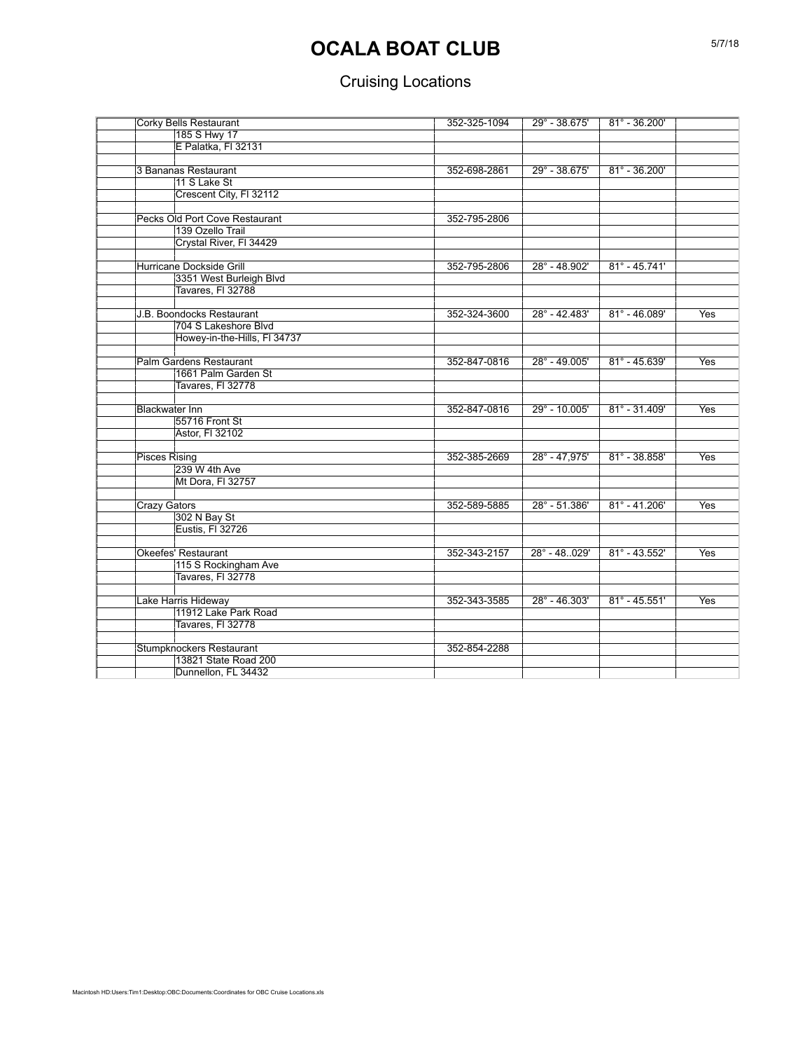# OCALA BOAT CLUB

## Cruising Locations

| | | | | | |
|---|---|---|---|---|---|
| Corky Bells Restaurant | | 352-325-1094 | 29° - 38.675' | 81° - 36.200' | |
| | 185 S Hwy 17 | | | | |
| | E Palatka, Fl 32131 | | | | |
| | | | | | |
| 3 Bananas Restaurant | | 352-698-2861 | 29° - 38.675' | 81° - 36.200' | |
| | 11 S Lake St | | | | |
| | Crescent City, Fl 32112 | | | | |
| | | | | | |
| Pecks Old Port Cove Restaurant | | 352-795-2806 | | | |
| | 139 Ozello Trail | | | | |
| | Crystal River, Fl 34429 | | | | |
| | | | | | |
| Hurricane Dockside Grill | | 352-795-2806 | 28° - 48.902' | 81° - 45.741' | |
| | 3351 West Burleigh Blvd | | | | |
| | Tavares, Fl 32788 | | | | |
| | | | | | |
| J.B. Boondocks Restaurant | | 352-324-3600 | 28° - 42.483' | 81° - 46.089' | Yes |
| | 704 S Lakeshore Blvd | | | | |
| | Howey-in-the-Hills, Fl 34737 | | | | |
| | | | | | |
| Palm Gardens Restaurant | | 352-847-0816 | 28° - 49.005' | 81° - 45.639' | Yes |
| | 1661 Palm Garden St | | | | |
| | Tavares, Fl 32778 | | | | |
| | | | | | |
| Blackwater Inn | | 352-847-0816 | 29° - 10.005' | 81° - 31.409' | Yes |
| | 55716 Front St | | | | |
| | Astor, Fl 32102 | | | | |
| | | | | | |
| Pisces Rising | | 352-385-2669 | 28° - 47,975' | 81° - 38.858' | Yes |
| | 239 W 4th Ave | | | | |
| | Mt Dora, Fl 32757 | | | | |
| | | | | | |
| Crazy Gators | | 352-589-5885 | 28° - 51.386' | 81° - 41.206' | Yes |
| | 302 N Bay St | | | | |
| | Eustis, Fl 32726 | | | | |
| | | | | | |
| Okeefes' Restaurant | | 352-343-2157 | 28° - 48..029' | 81° - 43.552' | Yes |
| | 115 S Rockingham Ave | | | | |
| | Tavares, Fl 32778 | | | | |
| | | | | | |
| Lake Harris Hideway | | 352-343-3585 | 28° - 46.303' | 81° - 45.551' | Yes |
| | 11912 Lake Park Road | | | | |
| | Tavares, Fl 32778 | | | | |
| | | | | | |
| Stumpknockers Restaurant | | 352-854-2288 | | | |
| | 13821 State Road 200 | | | | |
| | Dunnellon, FL 34432 | | | | |